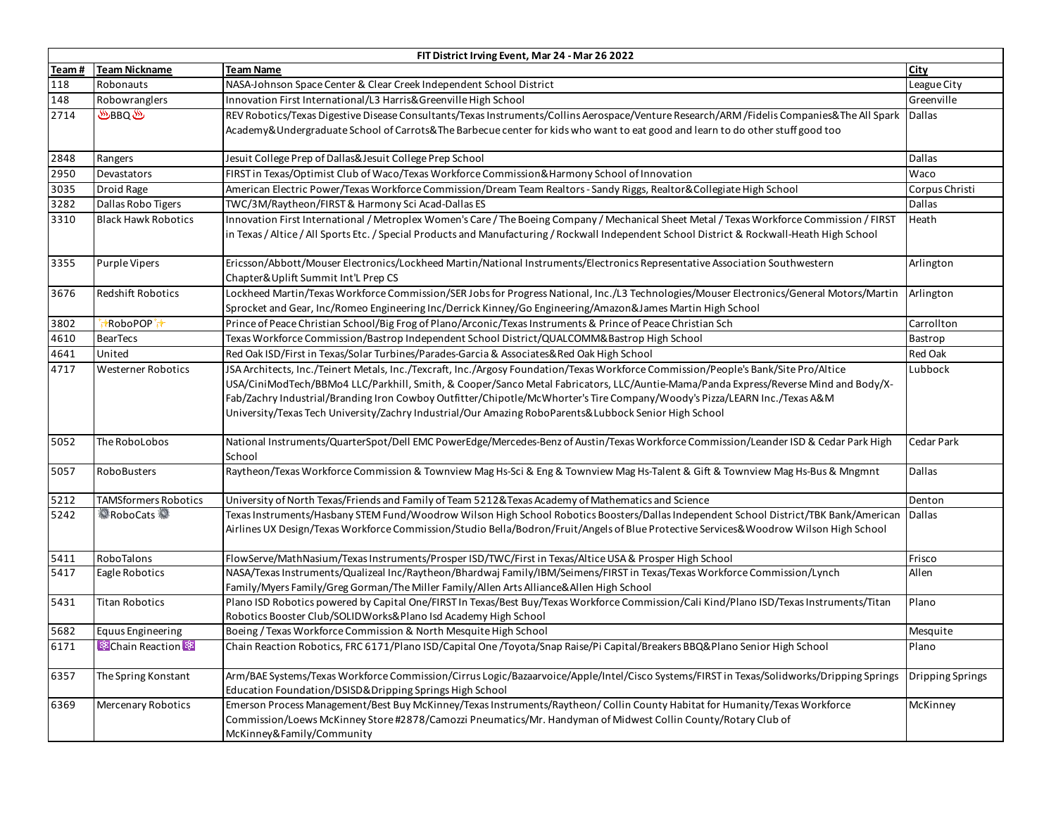| FIT District Irving Event, Mar 24 - Mar 26 2022 | | | |
|---|---|---|---|
| **Team #** | **Team Nickname** | **Team Name** | **City** |
| 118 | Robonauts | NASA-Johnson Space Center & Clear Creek Independent School District | League City |
| 148 | Robowranglers | Innovation First International/L3 Harris&Greenville High School | Greenville |
| 2714 | ♨BBQ♨ | REV Robotics/Texas Digestive Disease Consultants/Texas Instruments/Collins Aerospace/Venture Research/ARM /Fidelis Companies&The All Spark Academy&Undergraduate School of Carrots&The Barbecue center for kids who want to eat good and learn to do other stuff good too | Dallas |
| 2848 | Rangers | Jesuit College Prep of Dallas&Jesuit College Prep School | Dallas |
| 2950 | Devastators | FIRST in Texas/Optimist Club of Waco/Texas Workforce Commission&Harmony School of Innovation | Waco |
| 3035 | Droid Rage | American Electric Power/Texas Workforce Commission/Dream Team Realtors - Sandy Riggs, Realtor&Collegiate High School | Corpus Christi |
| 3282 | Dallas Robo Tigers | TWC/3M/Raytheon/FIRST & Harmony Sci Acad-Dallas ES | Dallas |
| 3310 | Black Hawk Robotics | Innovation First International / Metroplex Women's Care / The Boeing Company / Mechanical Sheet Metal / Texas Workforce Commission / FIRST in Texas / Altice / All Sports Etc. / Special Products and Manufacturing / Rockwall Independent School District & Rockwall-Heath High School | Heath |
| 3355 | Purple Vipers | Ericsson/Abbott/Mouser Electronics/Lockheed Martin/National Instruments/Electronics Representative Association Southwestern Chapter&Uplift Summit Int'L Prep CS | Arlington |
| 3676 | Redshift Robotics | Lockheed Martin/Texas Workforce Commission/SER Jobs for Progress National, Inc./L3 Technologies/Mouser Electronics/General Motors/Martin Sprocket and Gear, Inc/Romeo Engineering Inc/Derrick Kinney/Go Engineering/Amazon&James Martin High School | Arlington |
| 3802 | ✨RoboPOP✨ | Prince of Peace Christian School/Big Frog of Plano/Arconic/Texas Instruments & Prince of Peace Christian Sch | Carrollton |
| 4610 | BearTecs | Texas Workforce Commission/Bastrop Independent School District/QUALCOMM&Bastrop High School | Bastrop |
| 4641 | United | Red Oak ISD/First in Texas/Solar Turbines/Parades-Garcia & Associates&Red Oak High School | Red Oak |
| 4717 | Westerner Robotics | JSA Architects, Inc./Teinert Metals, Inc./Texcraft, Inc./Argosy Foundation/Texas Workforce Commission/People's Bank/Site Pro/Altice USA/CiniModTech/BBMo4 LLC/Parkhill, Smith, & Cooper/Sanco Metal Fabricators, LLC/Auntie-Mama/Panda Express/Reverse Mind and Body/X-Fab/Zachry Industrial/Branding Iron Cowboy Outfitter/Chipotle/McWhorter's Tire Company/Woody's Pizza/LEARN Inc./Texas A&M University/Texas Tech University/Zachry Industrial/Our Amazing RoboParents&Lubbock Senior High School | Lubbock |
| 5052 | The RoboLobos | National Instruments/QuarterSpot/Dell EMC PowerEdge/Mercedes-Benz of Austin/Texas Workforce Commission/Leander ISD & Cedar Park High School | Cedar Park |
| 5057 | RoboBusters | Raytheon/Texas Workforce Commission & Townview Mag Hs-Sci & Eng & Townview Mag Hs-Talent & Gift & Townview Mag Hs-Bus & Mngmnt | Dallas |
| 5212 | TAMSformers Robotics | University of North Texas/Friends and Family of Team 5212&Texas Academy of Mathematics and Science | Denton |
| 5242 | ⚙RoboCats⚙ | Texas Instruments/Hasbany STEM Fund/Woodrow Wilson High School Robotics Boosters/Dallas Independent School District/TBK Bank/American Airlines UX Design/Texas Workforce Commission/Studio Bella/Bodron/Fruit/Angels of Blue Protective Services&Woodrow Wilson High School | Dallas |
| 5411 | RoboTalons | FlowServe/MathNasium/Texas Instruments/Prosper ISD/TWC/First in Texas/Altice USA & Prosper High School | Frisco |
| 5417 | Eagle Robotics | NASA/Texas Instruments/Qualizeal Inc/Raytheon/Bhardwaj Family/IBM/Seimens/FIRST in Texas/Texas Workforce Commission/Lynch Family/Myers Family/Greg Gorman/The Miller Family/Allen Arts Alliance&Allen High School | Allen |
| 5431 | Titan Robotics | Plano ISD Robotics powered by Capital One/FIRST In Texas/Best Buy/Texas Workforce Commission/Cali Kind/Plano ISD/Texas Instruments/Titan Robotics Booster Club/SOLIDWorks&Plano Isd Academy High School | Plano |
| 5682 | Equus Engineering | Boeing / Texas Workforce Commission & North Mesquite High School | Mesquite |
| 6171 | ⚛Chain Reaction⚛ | Chain Reaction Robotics, FRC 6171/Plano ISD/Capital One /Toyota/Snap Raise/Pi Capital/Breakers BBQ&Plano Senior High School | Plano |
| 6357 | The Spring Konstant | Arm/BAE Systems/Texas Workforce Commission/Cirrus Logic/Bazaarvoice/Apple/Intel/Cisco Systems/FIRST in Texas/Solidworks/Dripping Springs Education Foundation/DSISD&Dripping Springs High School | Dripping Springs |
| 6369 | Mercenary Robotics | Emerson Process Management/Best Buy McKinney/Texas Instruments/Raytheon/ Collin County Habitat for Humanity/Texas Workforce Commission/Loews McKinney Store #2878/Camozzi Pneumatics/Mr. Handyman of Midwest Collin County/Rotary Club of McKinney&Family/Community | McKinney |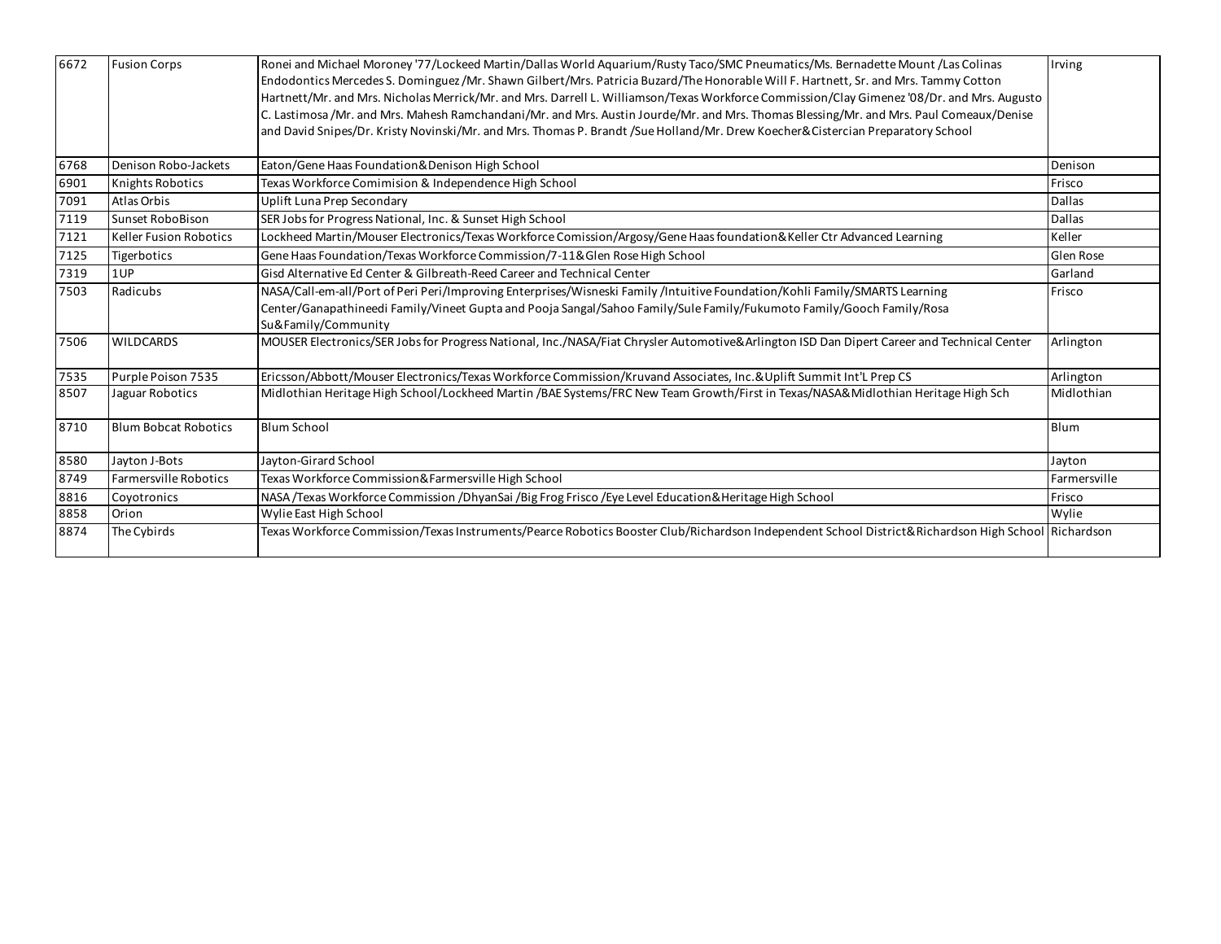| | | | |
|---|---|---|---|
| 6672 | Fusion Corps | Ronei and Michael Moroney '77/Lockeed Martin/Dallas World Aquarium/Rusty Taco/SMC Pneumatics/Ms. Bernadette Mount /Las Colinas Endodontics Mercedes S. Dominguez /Mr. Shawn Gilbert/Mrs. Patricia Buzard/The Honorable Will F. Hartnett, Sr. and Mrs. Tammy Cotton Hartnett/Mr. and Mrs. Nicholas Merrick/Mr. and Mrs. Darrell L. Williamson/Texas Workforce Commission/Clay Gimenez '08/Dr. and Mrs. Augusto C. Lastimosa /Mr. and Mrs. Mahesh Ramchandani/Mr. and Mrs. Austin Jourde/Mr. and Mrs. Thomas Blessing/Mr. and Mrs. Paul Comeaux/Denise and David Snipes/Dr. Kristy Novinski/Mr. and Mrs. Thomas P. Brandt /Sue Holland/Mr. Drew Koecher&Cistercian Preparatory School | Irving |
| 6768 | Denison Robo-Jackets | Eaton/Gene Haas Foundation&Denison High School | Denison |
| 6901 | Knights Robotics | Texas Workforce Comimision & Independence High School | Frisco |
| 7091 | Atlas Orbis | Uplift Luna Prep Secondary | Dallas |
| 7119 | Sunset RoboBison | SER Jobs for Progress National, Inc. & Sunset High School | Dallas |
| 7121 | Keller Fusion Robotics | Lockheed Martin/Mouser Electronics/Texas Workforce Comission/Argosy/Gene Haas foundation&Keller Ctr Advanced Learning | Keller |
| 7125 | Tigerbotics | Gene Haas Foundation/Texas Workforce Commission/7-11&Glen Rose High School | Glen Rose |
| 7319 | 1UP | Gisd Alternative Ed Center & Gilbreath-Reed Career and Technical Center | Garland |
| 7503 | Radicubs | NASA/Call-em-all/Port of Peri Peri/Improving Enterprises/Wisneski Family /Intuitive Foundation/Kohli Family/SMARTS Learning Center/Ganapathineedi Family/Vineet Gupta and Pooja Sangal/Sahoo Family/Sule Family/Fukumoto Family/Gooch Family/Rosa Su&Family/Community | Frisco |
| 7506 | WILDCARDS | MOUSER Electronics/SER Jobs for Progress National, Inc./NASA/Fiat Chrysler Automotive&Arlington ISD Dan Dipert Career and Technical Center | Arlington |
| 7535 | Purple Poison 7535 | Ericsson/Abbott/Mouser Electronics/Texas Workforce Commission/Kruvand Associates, Inc.&Uplift Summit Int'L Prep CS | Arlington |
| 8507 | Jaguar Robotics | Midlothian Heritage High School/Lockheed Martin /BAE Systems/FRC New Team Growth/First in Texas/NASA&Midlothian Heritage High Sch | Midlothian |
| 8710 | Blum Bobcat Robotics | Blum School | Blum |
| 8580 | Jayton J-Bots | Jayton-Girard School | Jayton |
| 8749 | Farmersville Robotics | Texas Workforce Commission&Farmersville High School | Farmersville |
| 8816 | Coyotronics | NASA /Texas Workforce Commission /DhyanSai /Big Frog Frisco /Eye Level Education&Heritage High School | Frisco |
| 8858 | Orion | Wylie East High School | Wylie |
| 8874 | The Cybirds | Texas Workforce Commission/Texas Instruments/Pearce Robotics Booster Club/Richardson Independent School District&Richardson High School | Richardson |